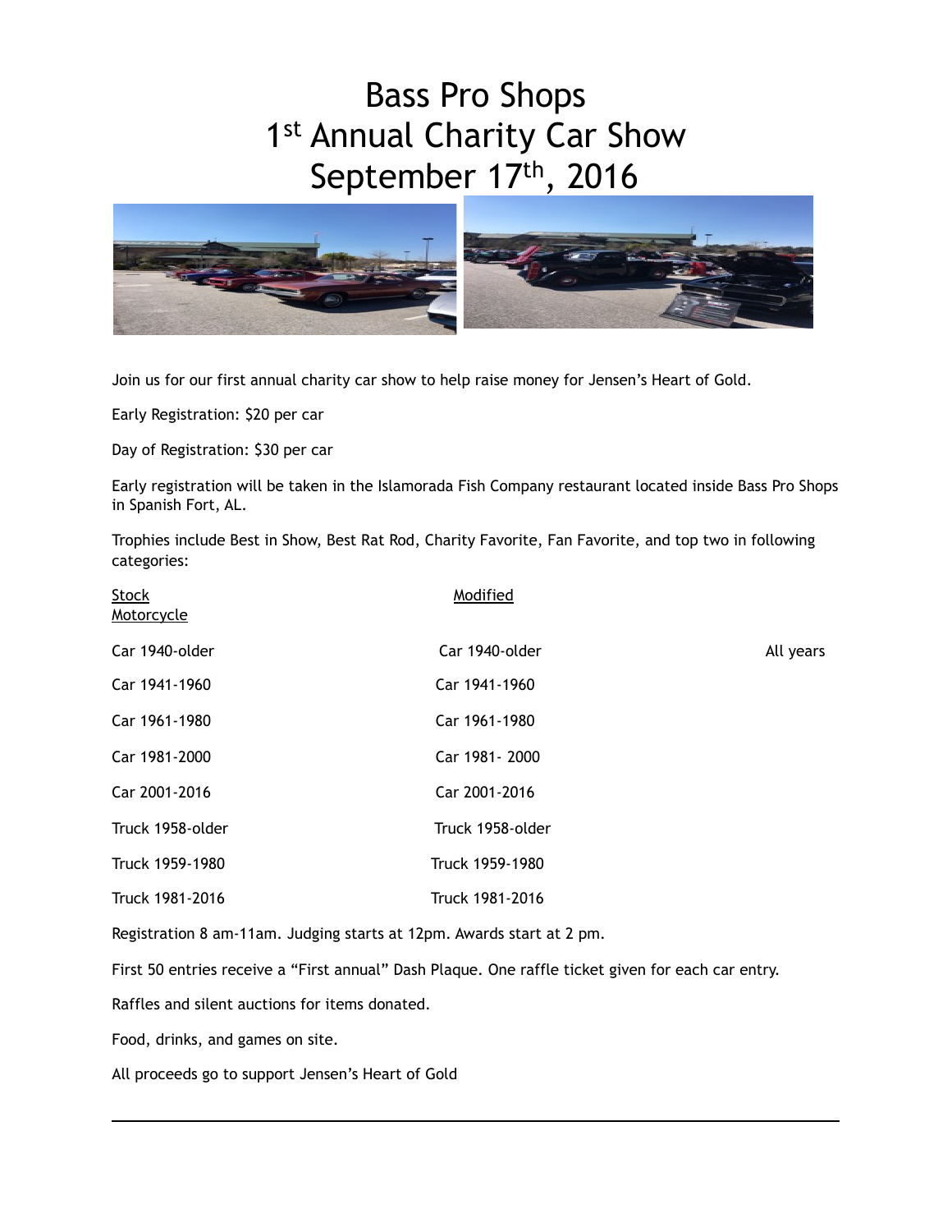# Bass Pro Shops
# 1st Annual Charity Car Show
# September 17th, 2016

Join us for our first annual charity car show to help raise money for Jensen's Heart of Gold.

Early Registration: $20 per car

Day of Registration: $30 per car

Early registration will be taken in the Islamorada Fish Company restaurant located inside Bass Pro Shops in Spanish Fort, AL.

Trophies include Best in Show, Best Rat Rod, Charity Favorite, Fan Favorite, and top two in following categories:

| Stock | Modified | Motorcycle |
|---|---|---|
| Car 1940-older | Car 1940-older | All years |
| Car 1941-1960 | Car 1941-1960 | |
| Car 1961-1980 | Car 1961-1980 | |
| Car 1981-2000 | Car 1981- 2000 | |
| Car 2001-2016 | Car 2001-2016 | |
| Truck 1958-older | Truck 1958-older | |
| Truck 1959-1980 | Truck 1959-1980 | |
| Truck 1981-2016 | Truck 1981-2016 | |

Registration 8 am-11am. Judging starts at 12pm. Awards start at 2 pm.

First 50 entries receive a "First annual" Dash Plaque. One raffle ticket given for each car entry.

Raffles and silent auctions for items donated.

Food, drinks, and games on site.

All proceeds go to support Jensen's Heart of Gold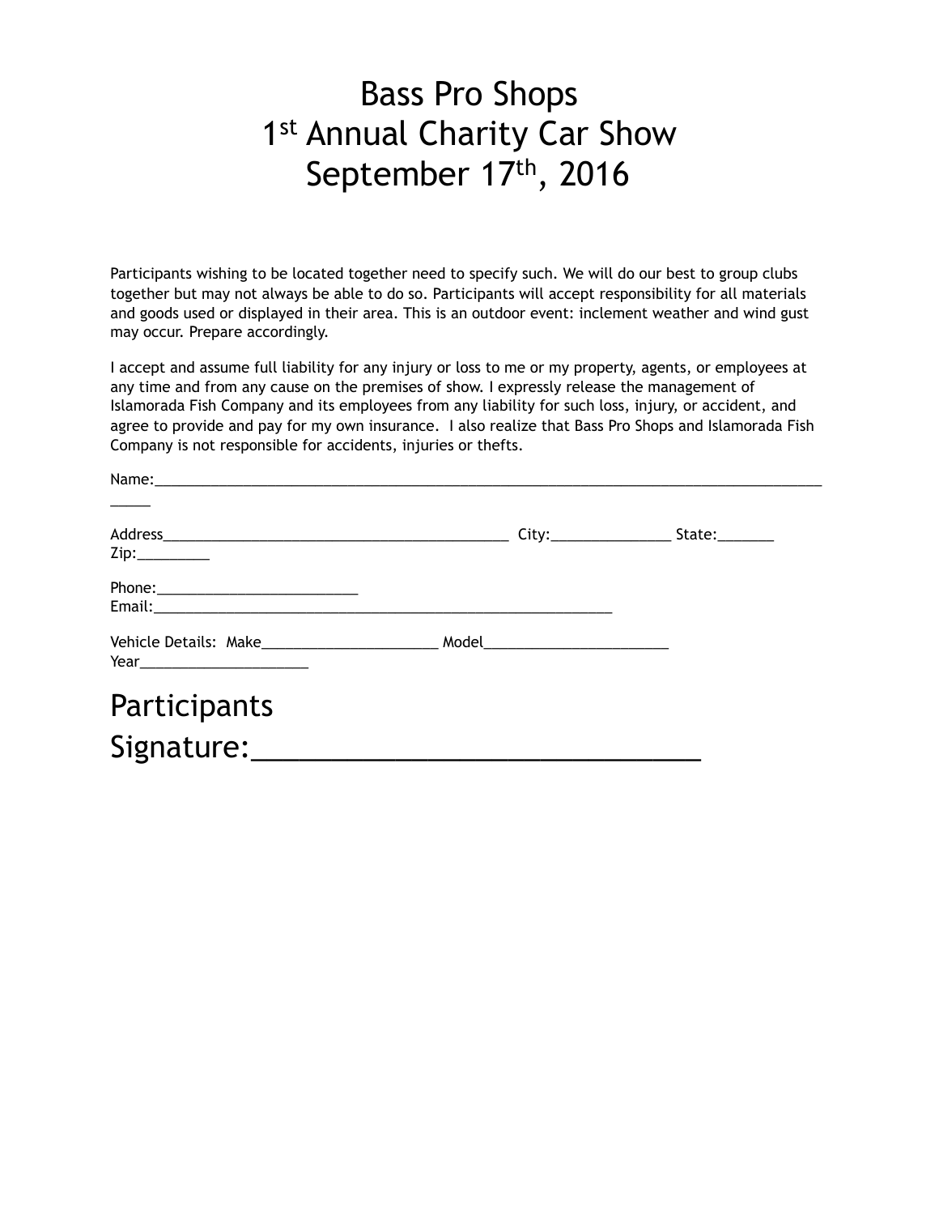# Bass Pro Shops
# 1st Annual Charity Car Show
# September 17th, 2016

Participants wishing to be located together need to specify such. We will do our best to group clubs together but may not always be able to do so. Participants will accept responsibility for all materials and goods used or displayed in their area. This is an outdoor event: inclement weather and wind gust may occur. Prepare accordingly.

I accept and assume full liability for any injury or loss to me or my property, agents, or employees at any time and from any cause on the premises of show. I expressly release the management of Islamorada Fish Company and its employees from any liability for such loss, injury, or accident, and agree to provide and pay for my own insurance. I also realize that Bass Pro Shops and Islamorada Fish Company is not responsible for accidents, injuries or thefts.

Name:______________________________________________________________________________________

Address_____________________________________________ City:_______________ State:_______ Zip:_________

Phone:_________________________
Email:___________________________________________________________

Vehicle Details: Make______________________ Model________________________ Year_____________________

## Participants Signature:______________________________